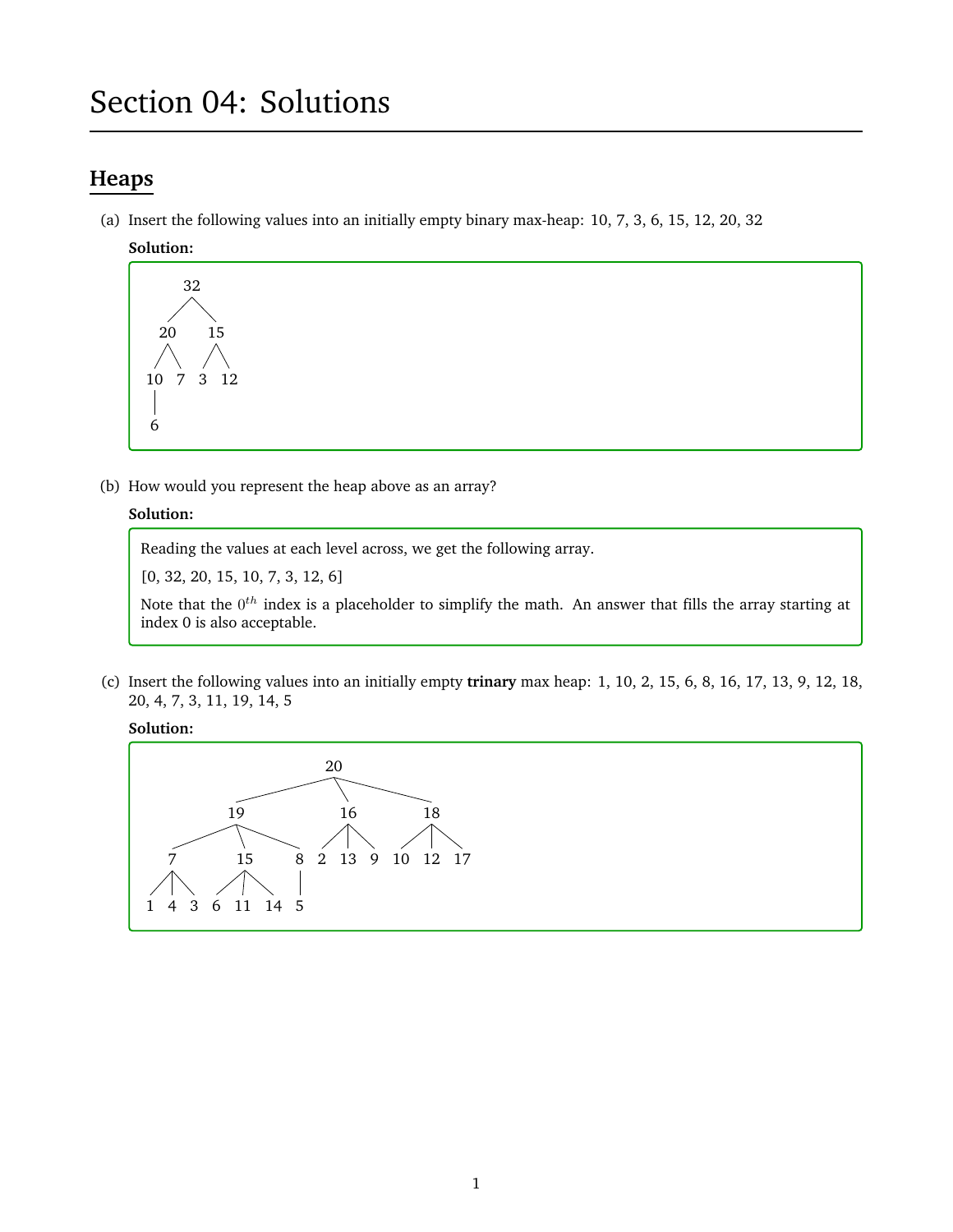# Section 04: Solutions

## Heaps

(a) Insert the following values into an initially empty binary max-heap: 10, 7, 3, 6, 15, 12, 20, 32

**Solution:**

```
      32
     /  \
   20    15
  /  \   / \
 10   7 3   12
 |
 6
```

(b) How would you represent the heap above as an array?

**Solution:**

Reading the values at each level across, we get the following array.

[0, 32, 20, 15, 10, 7, 3, 12, 6]

Note that the $0^{th}$ index is a placeholder to simplify the math. An answer that fills the array starting at index 0 is also acceptable.

(c) Insert the following values into an initially empty **trinary** max heap: 1, 10, 2, 15, 6, 8, 16, 17, 13, 9, 12, 18, 20, 4, 7, 3, 11, 19, 14, 5

**Solution:**

```
                      20
          /            |           \
        19             16           18
     /   |   \       /  |  \      /  |  \
    7    15    8    2  13   9   10  12  17
  / | \  / | \  |
 1  4 3 6 11 14 5
```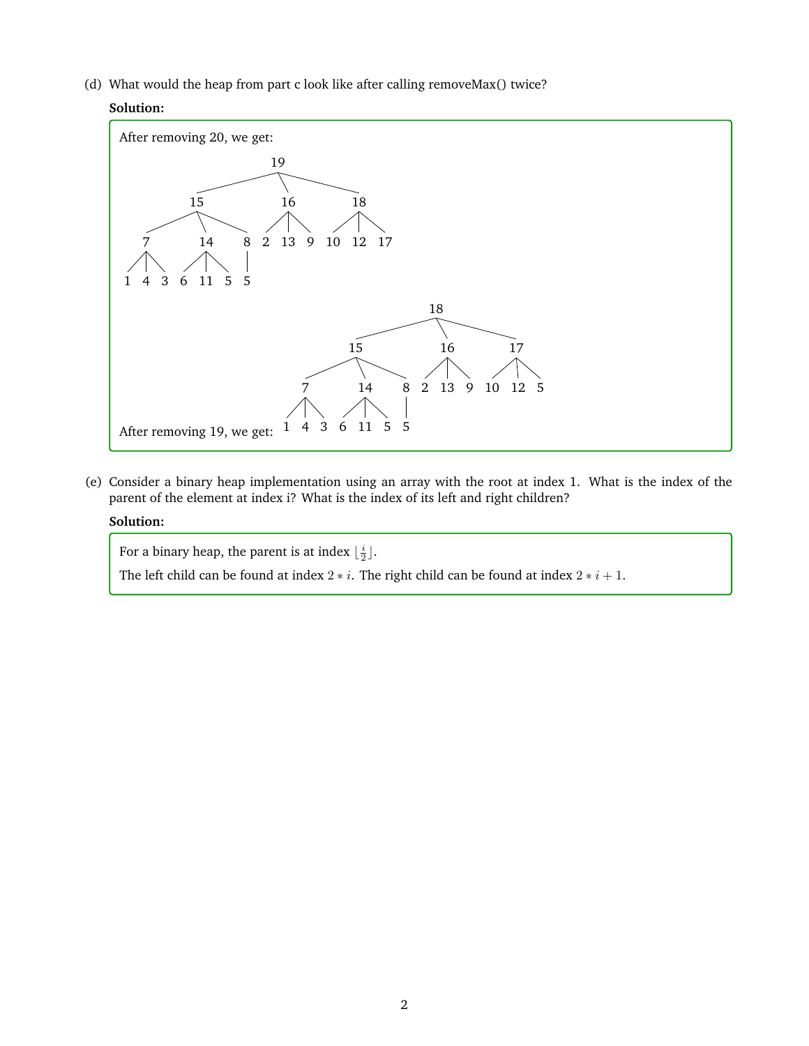(d) What would the heap from part c look like after calling removeMax() twice?

**Solution:**

After removing 20, we get:

```
19
├── 15
│   ├── 7
│   │   ├── 1
│   │   ├── 4
│   │   └── 3
│   ├── 14
│   │   ├── 6
│   │   ├── 11
│   │   └── 5
│   └── 8
│       └── 5
├── 16
│   ├── 2
│   ├── 13
│   └── 9
└── 18
    ├── 10
    ├── 12
    └── 17
```

After removing 19, we get:

```
18
├── 15
│   ├── 7
│   │   ├── 1
│   │   ├── 4
│   │   └── 3
│   ├── 14
│   │   ├── 6
│   │   ├── 11
│   │   └── 5
│   └── 8
│       └── 5
├── 16
│   ├── 2
│   ├── 13
│   └── 9
└── 17
    ├── 10
    ├── 12
    └── 5
```

(e) Consider a binary heap implementation using an array with the root at index 1. What is the index of the parent of the element at index i? What is the index of its left and right children?

**Solution:**

For a binary heap, the parent is at index $\lfloor \frac{i}{2} \rfloor$.

The left child can be found at index $2 * i$. The right child can be found at index $2 * i + 1$.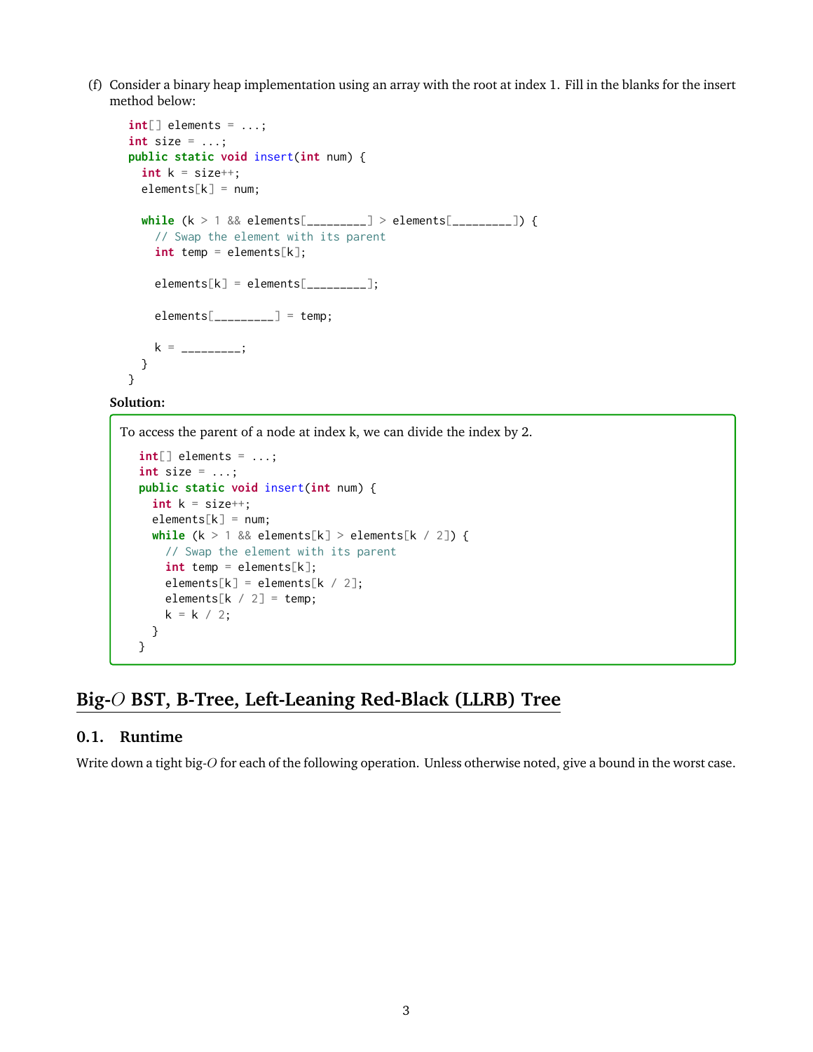(f) Consider a binary heap implementation using an array with the root at index 1. Fill in the blanks for the insert method below:

```
int[] elements = ...;
int size = ...;
public static void insert(int num) {
  int k = size++;
  elements[k] = num;

  while (k > 1 && elements[_________] > elements[_________]) {
    // Swap the element with its parent
    int temp = elements[k];

    elements[k] = elements[_________];

    elements[_________] = temp;

    k = _________;
  }
}
```

**Solution:**

To access the parent of a node at index k, we can divide the index by 2.

```
int[] elements = ...;
int size = ...;
public static void insert(int num) {
  int k = size++;
  elements[k] = num;
  while (k > 1 && elements[k] > elements[k / 2]) {
    // Swap the element with its parent
    int temp = elements[k];
    elements[k] = elements[k / 2];
    elements[k / 2] = temp;
    k = k / 2;
  }
}
```

# Big-$O$ BST, B-Tree, Left-Leaning Red-Black (LLRB) Tree

## 0.1. Runtime

Write down a tight big-$O$ for each of the following operation. Unless otherwise noted, give a bound in the worst case.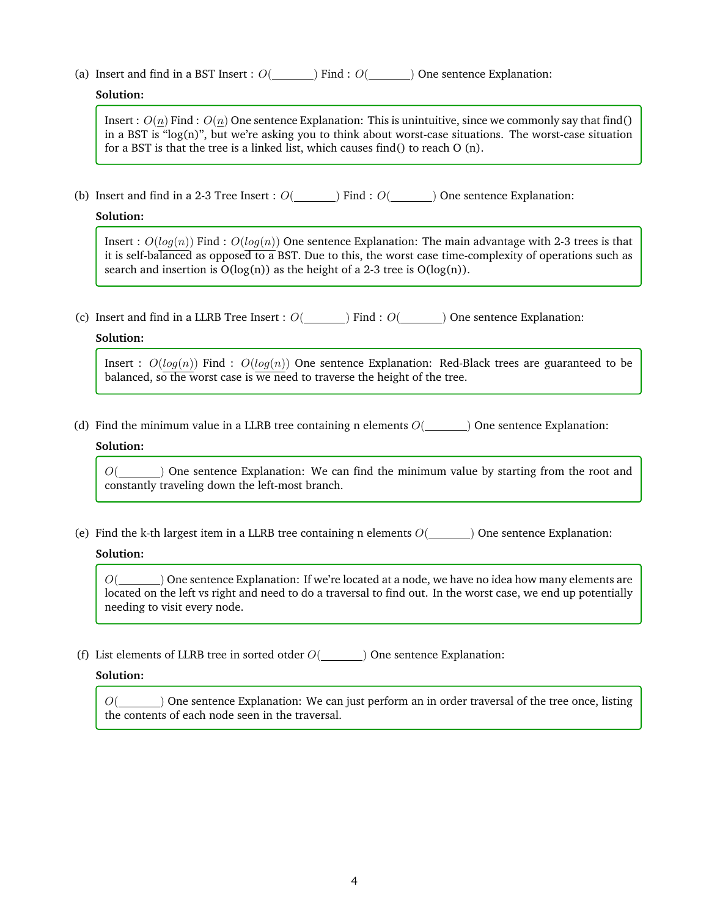(a) Insert and find in a BST Insert : $O($\_\_\_\_\_\_\_$)$ Find : $O($\_\_\_\_\_\_\_$)$ One sentence Explanation:

**Solution:**

> Insert : $O(n)$ Find : $O(n)$ One sentence Explanation: This is unintuitive, since we commonly say that find() in a BST is "log(n)", but we're asking you to think about worst-case situations. The worst-case situation for a BST is that the tree is a linked list, which causes find() to reach O (n).

(b) Insert and find in a 2-3 Tree Insert : $O($\_\_\_\_\_\_\_$)$ Find : $O($\_\_\_\_\_\_\_$)$ One sentence Explanation:

**Solution:**

> Insert : $O(log(n))$ Find : $O(log(n))$ One sentence Explanation: The main advantage with 2-3 trees is that it is self-balanced as opposed to a BST. Due to this, the worst case time-complexity of operations such as search and insertion is O(log(n)) as the height of a 2-3 tree is O(log(n)).

(c) Insert and find in a LLRB Tree Insert : $O($\_\_\_\_\_\_\_$)$ Find : $O($\_\_\_\_\_\_\_$)$ One sentence Explanation:

**Solution:**

> Insert : $O(log(n))$ Find : $O(log(n))$ One sentence Explanation: Red-Black trees are guaranteed to be balanced, so the worst case is we need to traverse the height of the tree.

(d) Find the minimum value in a LLRB tree containing n elements $O($\_\_\_\_\_\_\_$)$ One sentence Explanation:

**Solution:**

> $O($\_\_\_\_\_\_\_$)$ One sentence Explanation: We can find the minimum value by starting from the root and constantly traveling down the left-most branch.

(e) Find the k-th largest item in a LLRB tree containing n elements $O($\_\_\_\_\_\_\_$)$ One sentence Explanation:

**Solution:**

> $O($\_\_\_\_\_\_\_$)$ One sentence Explanation: If we're located at a node, we have no idea how many elements are located on the left vs right and need to do a traversal to find out. In the worst case, we end up potentially needing to visit every node.

(f) List elements of LLRB tree in sorted otder $O($\_\_\_\_\_\_\_$)$ One sentence Explanation:

**Solution:**

> $O($\_\_\_\_\_\_\_$)$ One sentence Explanation: We can just perform an in order traversal of the tree once, listing the contents of each node seen in the traversal.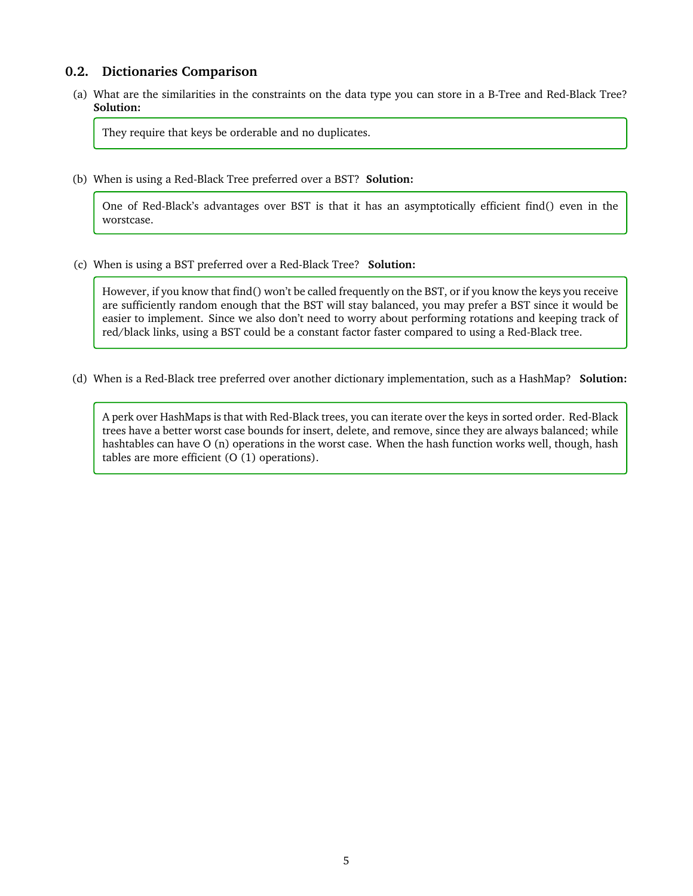## 0.2. Dictionaries Comparison

(a) What are the similarities in the constraints on the data type you can store in a B-Tree and Red-Black Tree? **Solution:**

> They require that keys be orderable and no duplicates.

(b) When is using a Red-Black Tree preferred over a BST? **Solution:**

> One of Red-Black's advantages over BST is that it has an asymptotically efficient find() even in the worstcase.

(c) When is using a BST preferred over a Red-Black Tree? **Solution:**

> However, if you know that find() won't be called frequently on the BST, or if you know the keys you receive are sufficiently random enough that the BST will stay balanced, you may prefer a BST since it would be easier to implement. Since we also don't need to worry about performing rotations and keeping track of red/black links, using a BST could be a constant factor faster compared to using a Red-Black tree.

(d) When is a Red-Black tree preferred over another dictionary implementation, such as a HashMap? **Solution:**

> A perk over HashMaps is that with Red-Black trees, you can iterate over the keys in sorted order. Red-Black trees have a better worst case bounds for insert, delete, and remove, since they are always balanced; while hashtables can have O (n) operations in the worst case. When the hash function works well, though, hash tables are more efficient (O (1) operations).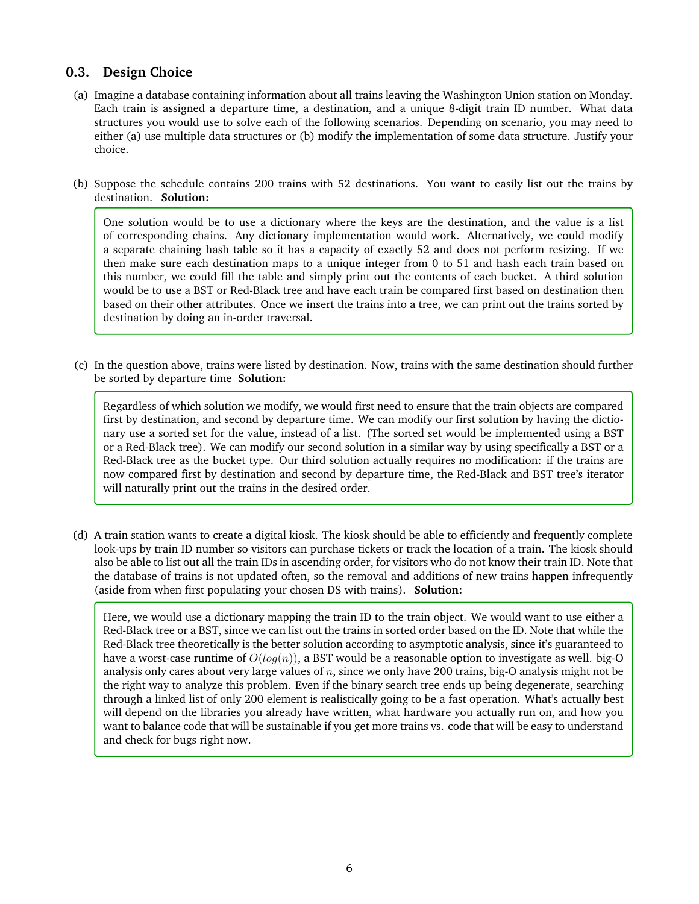### 0.3. Design Choice

(a) Imagine a database containing information about all trains leaving the Washington Union station on Monday. Each train is assigned a departure time, a destination, and a unique 8-digit train ID number. What data structures you would use to solve each of the following scenarios. Depending on scenario, you may need to either (a) use multiple data structures or (b) modify the implementation of some data structure. Justify your choice.

(b) Suppose the schedule contains 200 trains with 52 destinations. You want to easily list out the trains by destination. **Solution:**

> One solution would be to use a dictionary where the keys are the destination, and the value is a list of corresponding chains. Any dictionary implementation would work. Alternatively, we could modify a separate chaining hash table so it has a capacity of exactly 52 and does not perform resizing. If we then make sure each destination maps to a unique integer from 0 to 51 and hash each train based on this number, we could fill the table and simply print out the contents of each bucket. A third solution would be to use a BST or Red-Black tree and have each train be compared first based on destination then based on their other attributes. Once we insert the trains into a tree, we can print out the trains sorted by destination by doing an in-order traversal.

(c) In the question above, trains were listed by destination. Now, trains with the same destination should further be sorted by departure time **Solution:**

> Regardless of which solution we modify, we would first need to ensure that the train objects are compared first by destination, and second by departure time. We can modify our first solution by having the dictionary use a sorted set for the value, instead of a list. (The sorted set would be implemented using a BST or a Red-Black tree). We can modify our second solution in a similar way by using specifically a BST or a Red-Black tree as the bucket type. Our third solution actually requires no modification: if the trains are now compared first by destination and second by departure time, the Red-Black and BST tree's iterator will naturally print out the trains in the desired order.

(d) A train station wants to create a digital kiosk. The kiosk should be able to efficiently and frequently complete look-ups by train ID number so visitors can purchase tickets or track the location of a train. The kiosk should also be able to list out all the train IDs in ascending order, for visitors who do not know their train ID. Note that the database of trains is not updated often, so the removal and additions of new trains happen infrequently (aside from when first populating your chosen DS with trains). **Solution:**

> Here, we would use a dictionary mapping the train ID to the train object. We would want to use either a Red-Black tree or a BST, since we can list out the trains in sorted order based on the ID. Note that while the Red-Black tree theoretically is the better solution according to asymptotic analysis, since it's guaranteed to have a worst-case runtime of $O(log(n))$, a BST would be a reasonable option to investigate as well. big-O analysis only cares about very large values of $n$, since we only have 200 trains, big-O analysis might not be the right way to analyze this problem. Even if the binary search tree ends up being degenerate, searching through a linked list of only 200 element is realistically going to be a fast operation. What's actually best will depend on the libraries you already have written, what hardware you actually run on, and how you want to balance code that will be sustainable if you get more trains vs. code that will be easy to understand and check for bugs right now.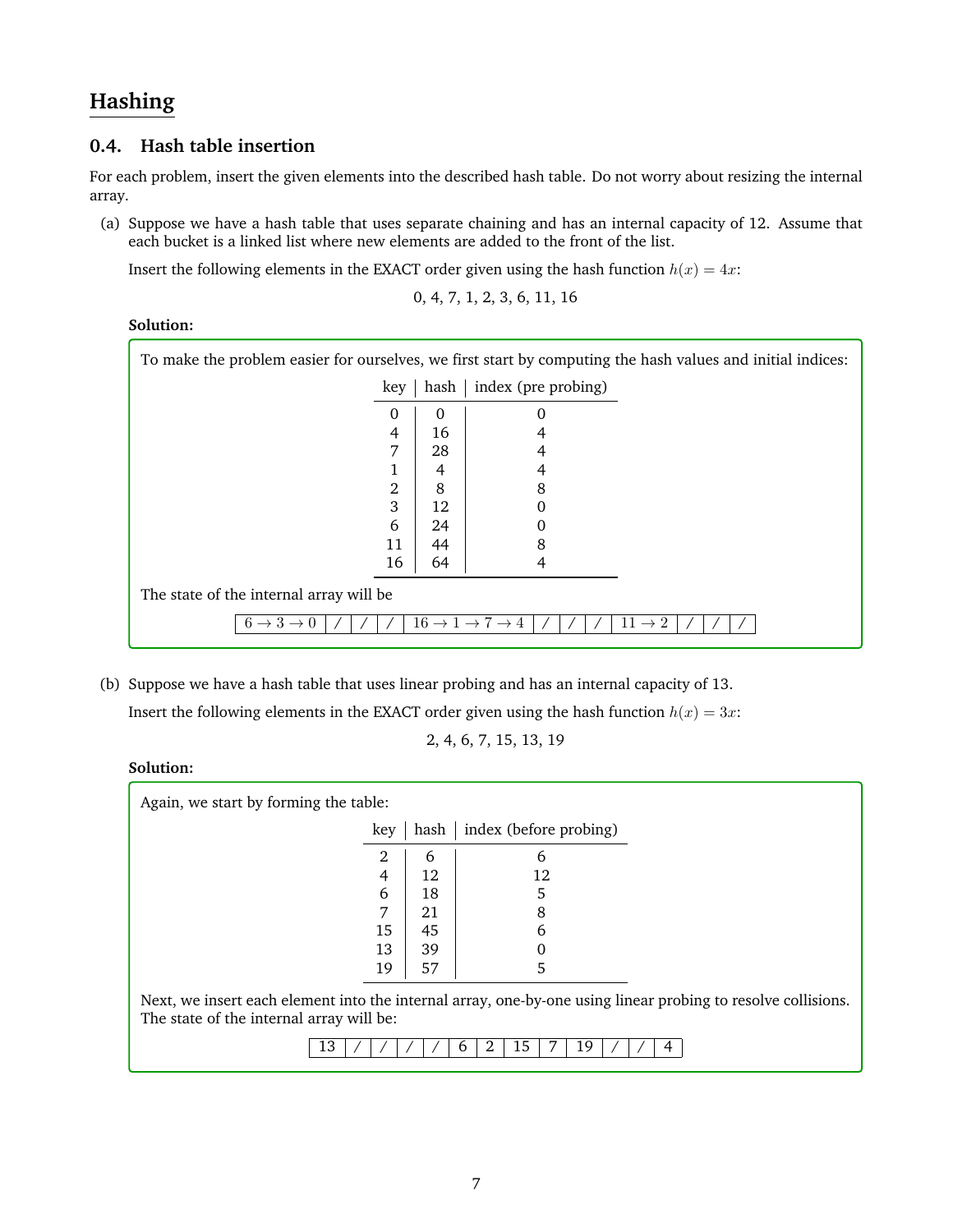# Hashing

## 0.4. Hash table insertion

For each problem, insert the given elements into the described hash table. Do not worry about resizing the internal array.

(a) Suppose we have a hash table that uses separate chaining and has an internal capacity of 12. Assume that each bucket is a linked list where new elements are added to the front of the list.

Insert the following elements in the EXACT order given using the hash function $h(x) = 4x$:

$$0, 4, 7, 1, 2, 3, 6, 11, 16$$

**Solution:**

To make the problem easier for ourselves, we first start by computing the hash values and initial indices:

| key | hash | index (pre probing) |
|---|---|---|
| 0 | 0 | 0 |
| 4 | 16 | 4 |
| 7 | 28 | 4 |
| 1 | 4 | 4 |
| 2 | 8 | 8 |
| 3 | 12 | 0 |
| 6 | 24 | 0 |
| 11 | 44 | 8 |
| 16 | 64 | 4 |

The state of the internal array will be

| $6 \to 3 \to 0$ | / | / | / | $16 \to 1 \to 7 \to 4$ | / | / | / | $11 \to 2$ | / | / | / |
|---|---|---|---|---|---|---|---|---|---|---|---|

(b) Suppose we have a hash table that uses linear probing and has an internal capacity of 13.

Insert the following elements in the EXACT order given using the hash function $h(x) = 3x$:

$$2, 4, 6, 7, 15, 13, 19$$

**Solution:**

Again, we start by forming the table:

| key | hash | index (before probing) |
|---|---|---|
| 2 | 6 | 6 |
| 4 | 12 | 12 |
| 6 | 18 | 5 |
| 7 | 21 | 8 |
| 15 | 45 | 6 |
| 13 | 39 | 0 |
| 19 | 57 | 5 |

Next, we insert each element into the internal array, one-by-one using linear probing to resolve collisions. The state of the internal array will be:

| 13 | / | / | / | / | / | 6 | 2 | 15 | 7 | 19 | / | / | 4 |
|---|---|---|---|---|---|---|---|---|---|---|---|---|---|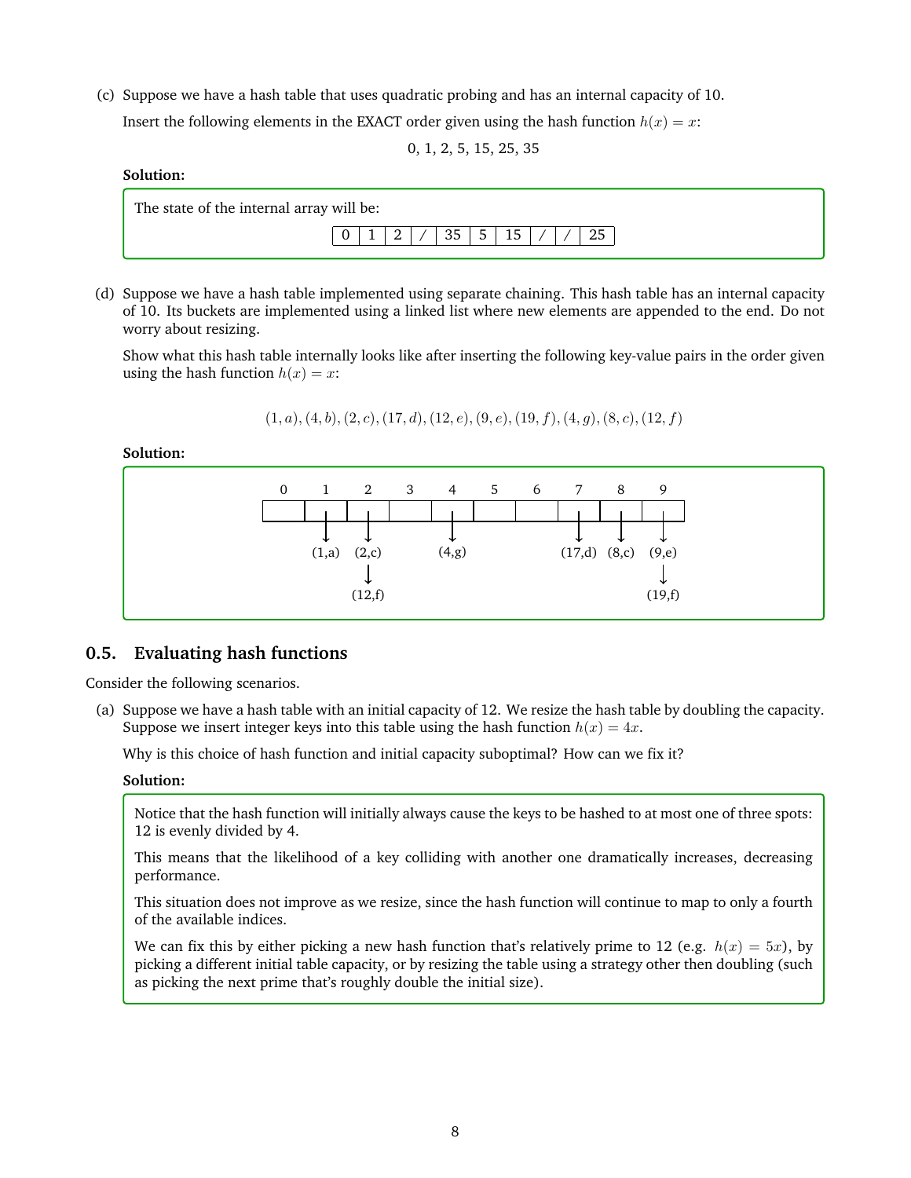(c) Suppose we have a hash table that uses quadratic probing and has an internal capacity of 10.

Insert the following elements in the EXACT order given using the hash function $h(x) = x$:

0, 1, 2, 5, 15, 25, 35

**Solution:**

The state of the internal array will be:

| 0 | 1 | 2 | / | 35 | 5 | 15 | / | / | 25 |
|---|---|---|---|---|---|---|---|---|---|

(d) Suppose we have a hash table implemented using separate chaining. This hash table has an internal capacity of 10. Its buckets are implemented using a linked list where new elements are appended to the end. Do not worry about resizing.

Show what this hash table internally looks like after inserting the following key-value pairs in the order given using the hash function $h(x) = x$:

$$(1, a), (4, b), (2, c), (17, d), (12, e), (9, e), (19, f), (4, g), (8, c), (12, f)$$

**Solution:**

| 0 | 1 | 2 | 3 | 4 | 5 | 6 | 7 | 8 | 9 |
|---|---|---|---|---|---|---|---|---|---|
| | ↓ | ↓ | | ↓ | | | ↓ | ↓ | ↓ |
| | (1,a) | (2,c) | | (4,g) | | | (17,d) | (8,c) | (9,e) |
| | | ↓ | | | | | | | ↓ |
| | | (12,f) | | | | | | | (19,f) |

## 0.5. Evaluating hash functions

Consider the following scenarios.

(a) Suppose we have a hash table with an initial capacity of 12. We resize the hash table by doubling the capacity. Suppose we insert integer keys into this table using the hash function $h(x) = 4x$.

Why is this choice of hash function and initial capacity suboptimal? How can we fix it?

**Solution:**

Notice that the hash function will initially always cause the keys to be hashed to at most one of three spots: 12 is evenly divided by 4.

This means that the likelihood of a key colliding with another one dramatically increases, decreasing performance.

This situation does not improve as we resize, since the hash function will continue to map to only a fourth of the available indices.

We can fix this by either picking a new hash function that's relatively prime to 12 (e.g. $h(x) = 5x$), by picking a different initial table capacity, or by resizing the table using a strategy other then doubling (such as picking the next prime that's roughly double the initial size).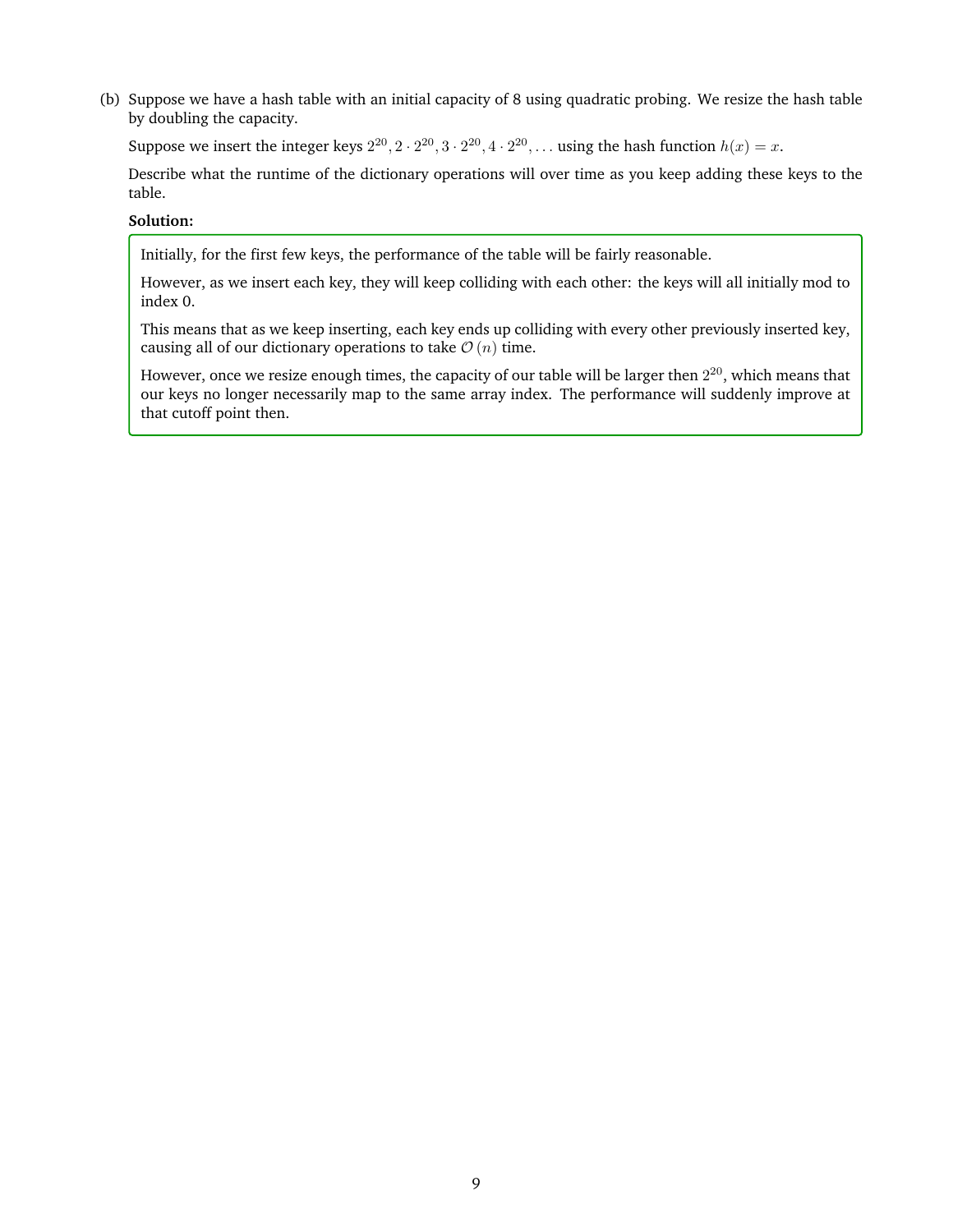(b) Suppose we have a hash table with an initial capacity of 8 using quadratic probing. We resize the hash table by doubling the capacity.

Suppose we insert the integer keys $2^{20}, 2 \cdot 2^{20}, 3 \cdot 2^{20}, 4 \cdot 2^{20}, \ldots$ using the hash function $h(x) = x$.

Describe what the runtime of the dictionary operations will over time as you keep adding these keys to the table.

**Solution:**

Initially, for the first few keys, the performance of the table will be fairly reasonable.

However, as we insert each key, they will keep colliding with each other: the keys will all initially mod to index 0.

This means that as we keep inserting, each key ends up colliding with every other previously inserted key, causing all of our dictionary operations to take $\mathcal{O}(n)$ time.

However, once we resize enough times, the capacity of our table will be larger then $2^{20}$, which means that our keys no longer necessarily map to the same array index. The performance will suddenly improve at that cutoff point then.